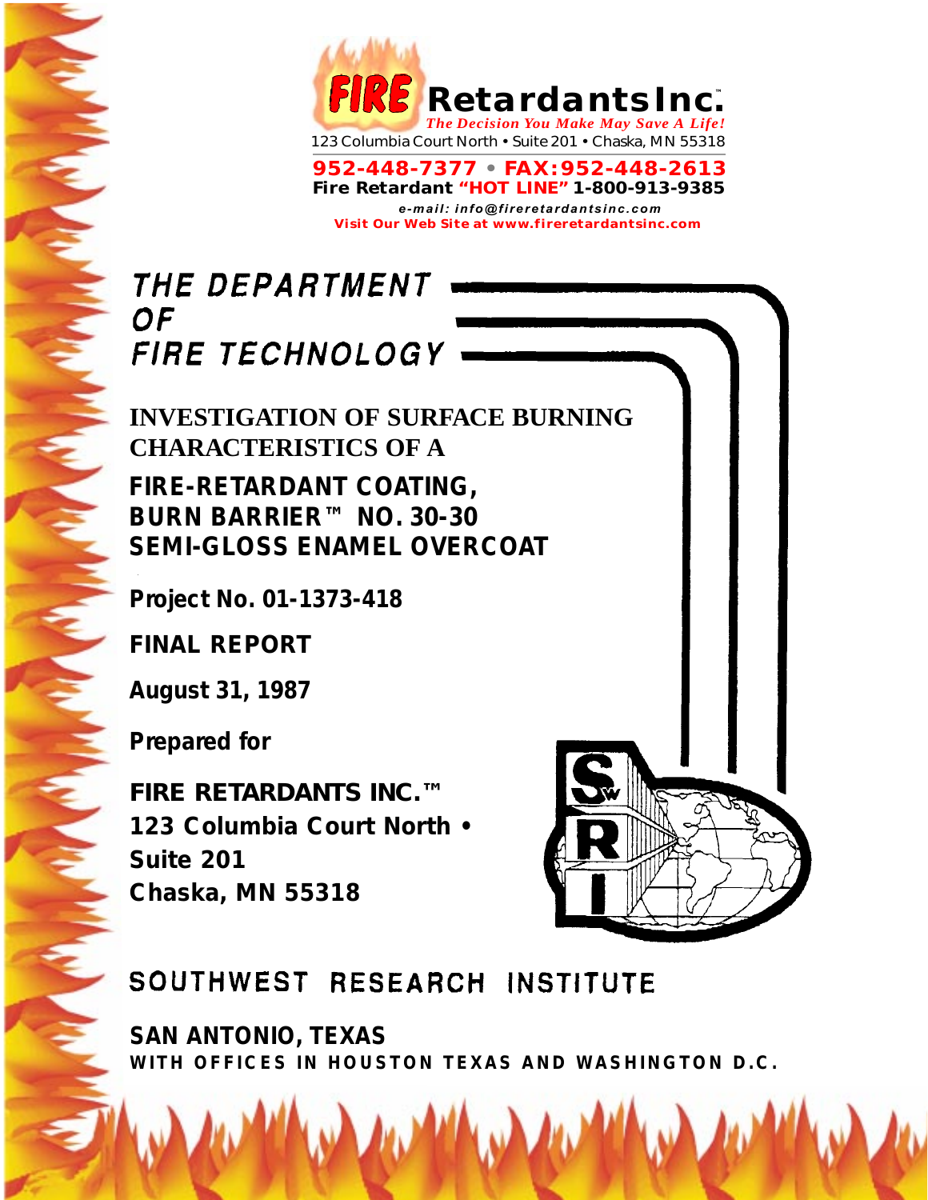**FIRE Retardants Inc.**™
*The Decision You Make May Save A Life!*
123 Columbia Court North • Suite 201 • Chaska, MN 55318

**952-448-7377 • FAX:952-448-2613**
**Fire Retardant "HOT LINE" 1-800-913-9385**
*e-mail: info@fireretardantsinc.com*
**Visit Our Web Site at www.fireretardantsinc.com**

THE DEPARTMENT
OF
FIRE TECHNOLOGY

# INVESTIGATION OF SURFACE BURNING CHARACTERISTICS OF A FIRE-RETARDANT COATING, BURN BARRIER™ NO. 30-30 SEMI-GLOSS ENAMEL OVERCOAT

**Project No. 01-1373-418**

**FINAL REPORT**

**August 31, 1987**

**Prepared for**

**FIRE RETARDANTS INC.™**
**123 Columbia Court North •**
**Suite 201**
**Chaska, MN 55318**

SOUTHWEST RESEARCH INSTITUTE

**SAN ANTONIO, TEXAS**
**WITH OFFICES IN HOUSTON TEXAS AND WASHINGTON D.C.**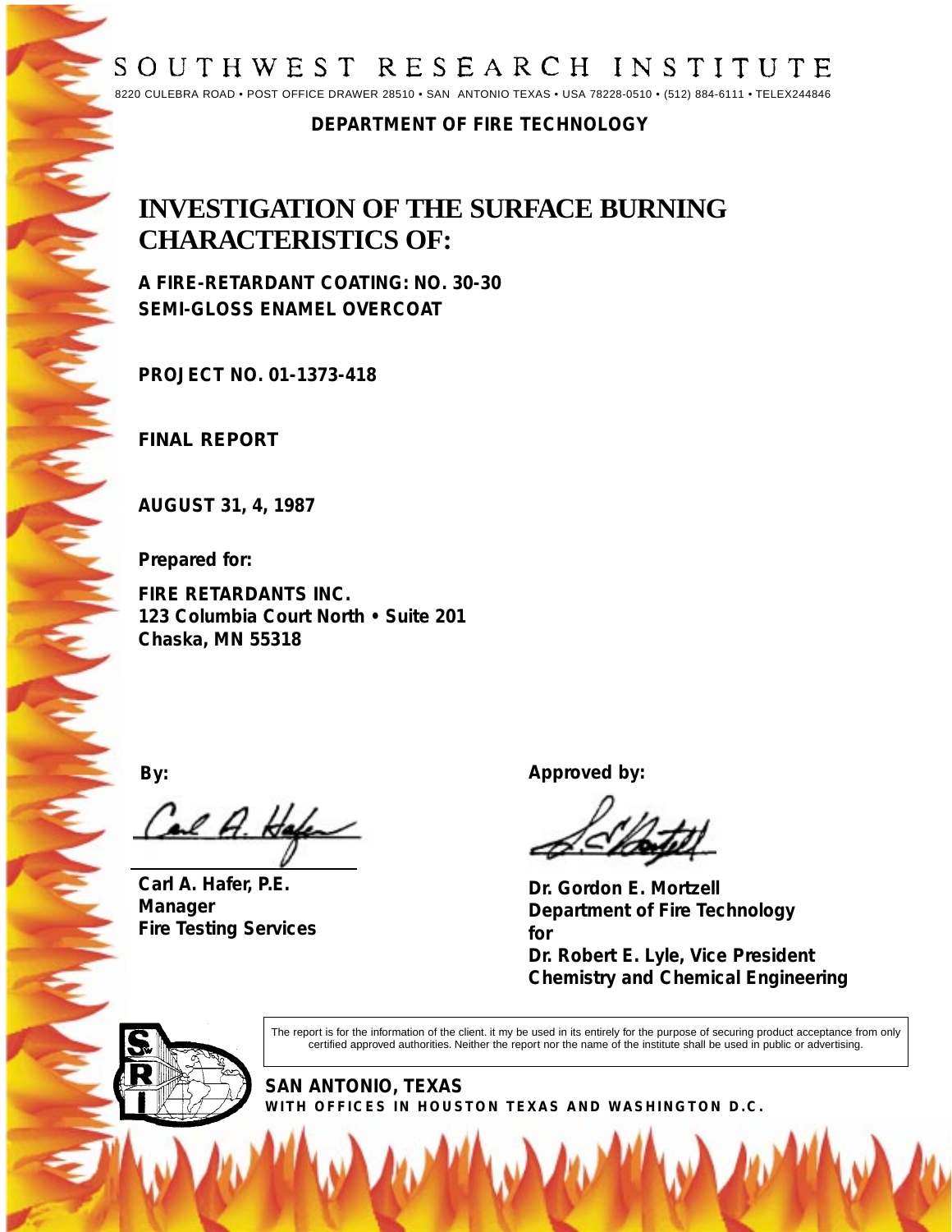# SOUTHWEST RESEARCH INSTITUTE

8220 CULEBRA ROAD • POST OFFICE DRAWER 28510 • SAN ANTONIO TEXAS • USA 78228-0510 • (512) 884-6111 • TELEX244846

**DEPARTMENT OF FIRE TECHNOLOGY**

# INVESTIGATION OF THE SURFACE BURNING CHARACTERISTICS OF:

**A FIRE-RETARDANT COATING: NO. 30-30**
**SEMI-GLOSS ENAMEL OVERCOAT**

**PROJECT NO. 01-1373-418**

**FINAL REPORT**

**AUGUST 31, 4, 1987**

**Prepared for:**

**FIRE RETARDANTS INC.**
**123 Columbia Court North • Suite 201**
**Chaska, MN 55318**

**By:**

**Carl A. Hafer, P.E.**
**Manager**
**Fire Testing Services**

**Approved by:**

**Dr. Gordon E. Mortzell**
**Department of Fire Technology**
**for**
**Dr. Robert E. Lyle, Vice President**
**Chemistry and Chemical Engineering**

The report is for the information of the client. it my be used in its entirely for the purpose of securing product acceptance from only certified approved authorities. Neither the report nor the name of the institute shall be used in public or advertising.

**SAN ANTONIO, TEXAS**
**WITH OFFICES IN HOUSTON TEXAS AND WASHINGTON D.C.**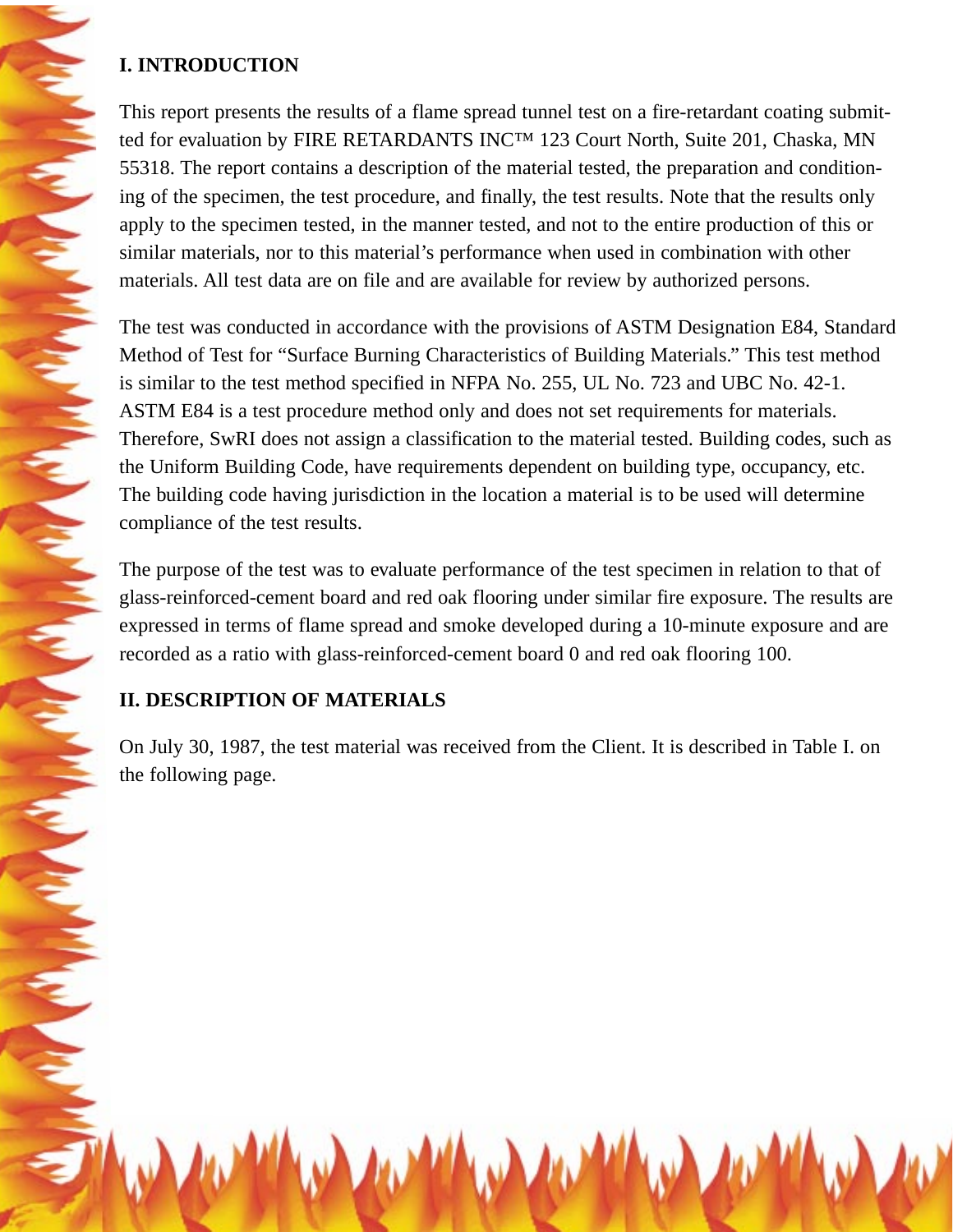## I. INTRODUCTION

This report presents the results of a flame spread tunnel test on a fire-retardant coating submitted for evaluation by FIRE RETARDANTS INC™ 123 Court North, Suite 201, Chaska, MN 55318. The report contains a description of the material tested, the preparation and conditioning of the specimen, the test procedure, and finally, the test results. Note that the results only apply to the specimen tested, in the manner tested, and not to the entire production of this or similar materials, nor to this material's performance when used in combination with other materials. All test data are on file and are available for review by authorized persons.

The test was conducted in accordance with the provisions of ASTM Designation E84, Standard Method of Test for "Surface Burning Characteristics of Building Materials." This test method is similar to the test method specified in NFPA No. 255, UL No. 723 and UBC No. 42-1. ASTM E84 is a test procedure method only and does not set requirements for materials. Therefore, SwRI does not assign a classification to the material tested. Building codes, such as the Uniform Building Code, have requirements dependent on building type, occupancy, etc. The building code having jurisdiction in the location a material is to be used will determine compliance of the test results.

The purpose of the test was to evaluate performance of the test specimen in relation to that of glass-reinforced-cement board and red oak flooring under similar fire exposure. The results are expressed in terms of flame spread and smoke developed during a 10-minute exposure and are recorded as a ratio with glass-reinforced-cement board 0 and red oak flooring 100.

## II. DESCRIPTION OF MATERIALS

On July 30, 1987, the test material was received from the Client. It is described in Table I. on the following page.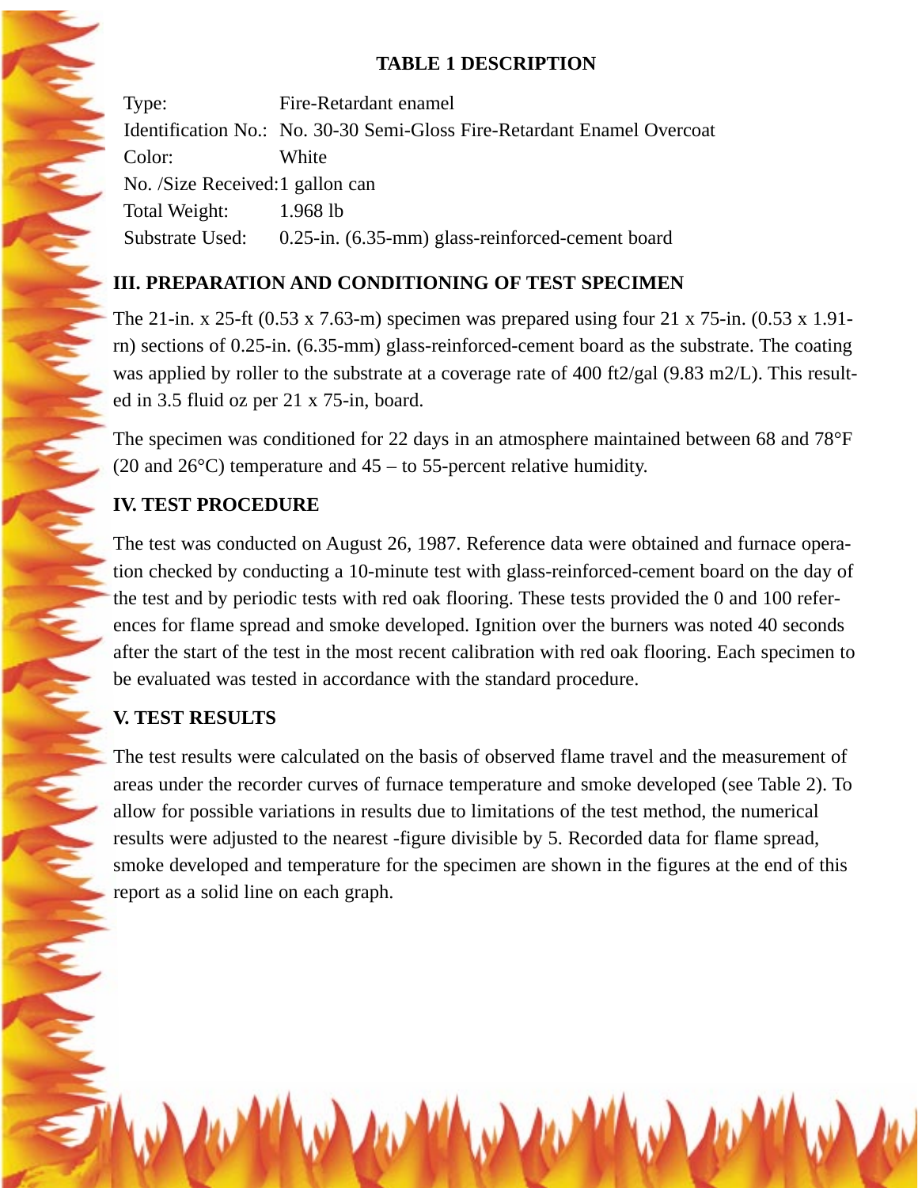**TABLE 1 DESCRIPTION**

| | |
|---|---|
| Type: | Fire-Retardant enamel |
| Identification No.: | No. 30-30 Semi-Gloss Fire-Retardant Enamel Overcoat |
| Color: | White |
| No. /Size Received: | 1 gallon can |
| Total Weight: | 1.968 lb |
| Substrate Used: | 0.25-in. (6.35-mm) glass-reinforced-cement board |

## III. PREPARATION AND CONDITIONING OF TEST SPECIMEN

The 21-in. x 25-ft (0.53 x 7.63-m) specimen was prepared using four 21 x 75-in. (0.53 x 1.91-rn) sections of 0.25-in. (6.35-mm) glass-reinforced-cement board as the substrate. The coating was applied by roller to the substrate at a coverage rate of 400 ft2/gal (9.83 m2/L). This resulted in 3.5 fluid oz per 21 x 75-in, board.

The specimen was conditioned for 22 days in an atmosphere maintained between 68 and 78°F (20 and 26°C) temperature and 45 – to 55-percent relative humidity.

## IV. TEST PROCEDURE

The test was conducted on August 26, 1987. Reference data were obtained and furnace operation checked by conducting a 10-minute test with glass-reinforced-cement board on the day of the test and by periodic tests with red oak flooring. These tests provided the 0 and 100 references for flame spread and smoke developed. Ignition over the burners was noted 40 seconds after the start of the test in the most recent calibration with red oak flooring. Each specimen to be evaluated was tested in accordance with the standard procedure.

## V. TEST RESULTS

The test results were calculated on the basis of observed flame travel and the measurement of areas under the recorder curves of furnace temperature and smoke developed (see Table 2). To allow for possible variations in results due to limitations of the test method, the numerical results were adjusted to the nearest -figure divisible by 5. Recorded data for flame spread, smoke developed and temperature for the specimen are shown in the figures at the end of this report as a solid line on each graph.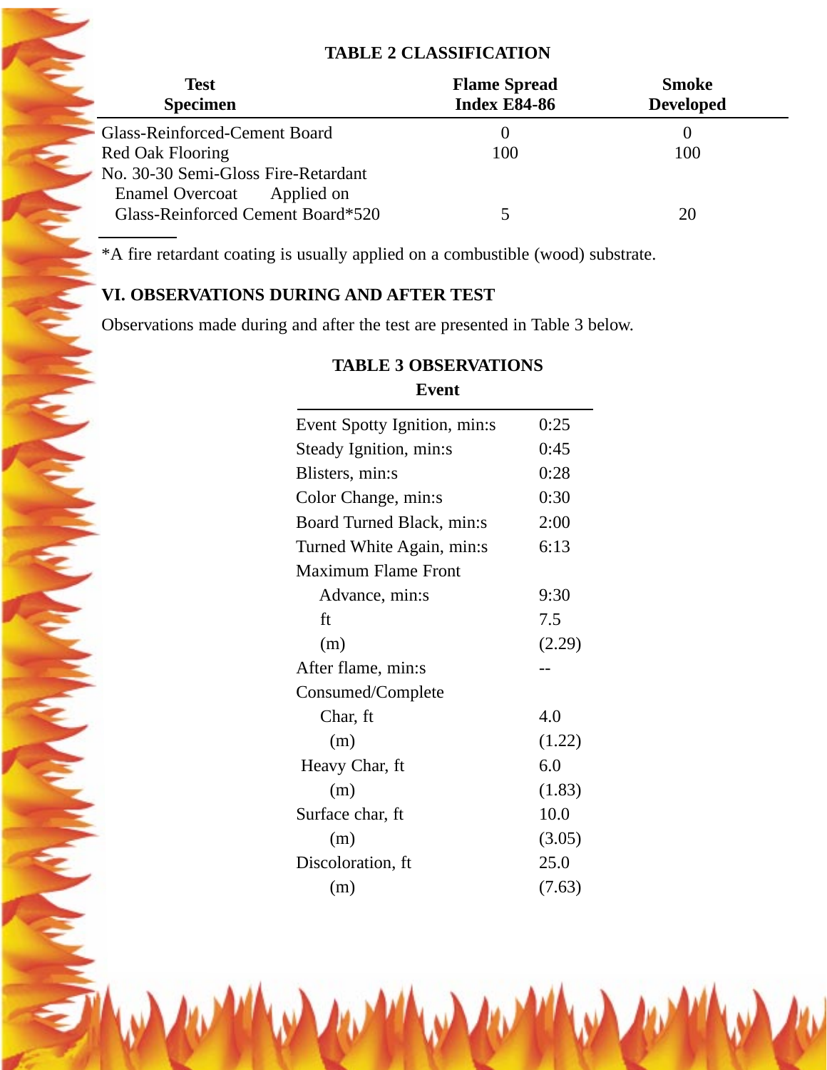### TABLE 2 CLASSIFICATION

| Test Specimen | Flame Spread Index E84-86 | Smoke Developed |
|---|---|---|
| Glass-Reinforced-Cement Board | 0 | 0 |
| Red Oak Flooring | 100 | 100 |
| No. 30-30 Semi-Gloss Fire-Retardant Enamel Overcoat Applied on Glass-Reinforced Cement Board*520 | 5 | 20 |

*A fire retardant coating is usually applied on a combustible (wood) substrate.

## VI. OBSERVATIONS DURING AND AFTER TEST

Observations made during and after the test are presented in Table 3 below.

### TABLE 3 OBSERVATIONS

| Event | |
|---|---|
| Event Spotty Ignition, min:s | 0:25 |
| Steady Ignition, min:s | 0:45 |
| Blisters, min:s | 0:28 |
| Color Change, min:s | 0:30 |
| Board Turned Black, min:s | 2:00 |
| Turned White Again, min:s | 6:13 |
| Maximum Flame Front | |
| Advance, min:s | 9:30 |
| ft | 7.5 |
| (m) | (2.29) |
| After flame, min:s | -- |
| Consumed/Complete | |
| Char, ft | 4.0 |
| (m) | (1.22) |
| Heavy Char, ft | 6.0 |
| (m) | (1.83) |
| Surface char, ft | 10.0 |
| (m) | (3.05) |
| Discoloration, ft | 25.0 |
| (m) | (7.63) |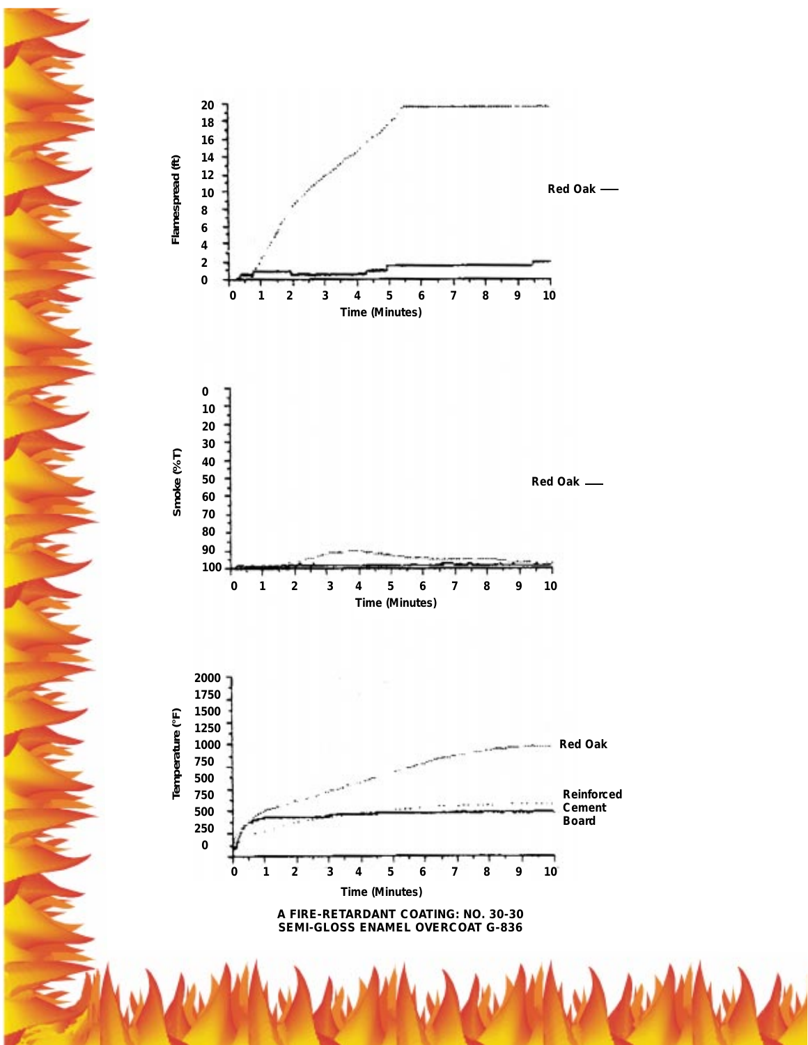Flamespread (ft)

20
18
16
14
12
10
8
6
4
2
0

0 1 2 3 4 5 6 7 8 9 10

Time (Minutes)

Red Oak

Smoke (%T)

0
10
20
30
40
50
60
70
80
90
100

0 1 2 3 4 5 6 7 8 9 10

Time (Minutes)

Red Oak

Temperature (°F)

2000
1750
1500
1250
1000
750
500
750
500
250
0

0 1 2 3 4 5 6 7 8 9 10

Time (Minutes)

Red Oak

Reinforced Cement Board

**A FIRE-RETARDANT COATING: NO. 30-30**
**SEMI-GLOSS ENAMEL OVERCOAT G-836**